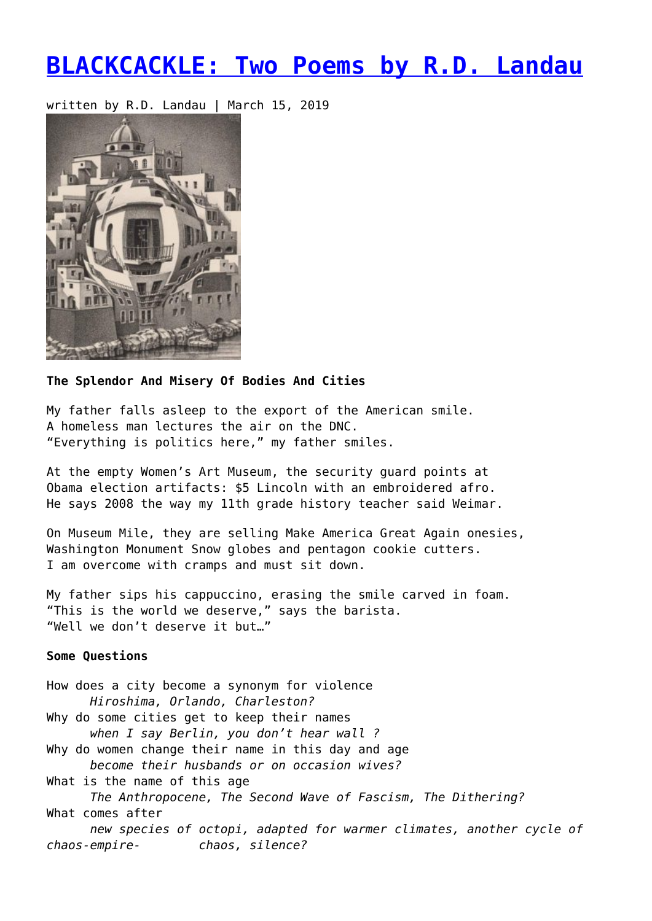# [BLACKCACKLE: Two Poems by R.D. Landau]()

written by R.D. Landau | March 15, 2019

**The Splendor And Misery Of Bodies And Cities**

My father falls asleep to the export of the American smile.
A homeless man lectures the air on the DNC.
"Everything is politics here," my father smiles.

At the empty Women's Art Museum, the security guard points at
Obama election artifacts: $5 Lincoln with an embroidered afro.
He says 2008 the way my 11th grade history teacher said Weimar.

On Museum Mile, they are selling Make America Great Again onesies,
Washington Monument Snow globes and pentagon cookie cutters.
I am overcome with cramps and must sit down.

My father sips his cappuccino, erasing the smile carved in foam.
"This is the world we deserve," says the barista.
"Well we don't deserve it but…"

**Some Questions**

How does a city become a synonym for violence
  *Hiroshima, Orlando, Charleston?*
Why do some cities get to keep their names
  *when I say Berlin, you don't hear wall ?*
Why do women change their name in this day and age
  *become their husbands or on occasion wives?*
What is the name of this age
  *The Anthropocene, The Second Wave of Fascism, The Dithering?*
What comes after
  *new species of octopi, adapted for warmer climates, another cycle of chaos-empire-  chaos, silence?*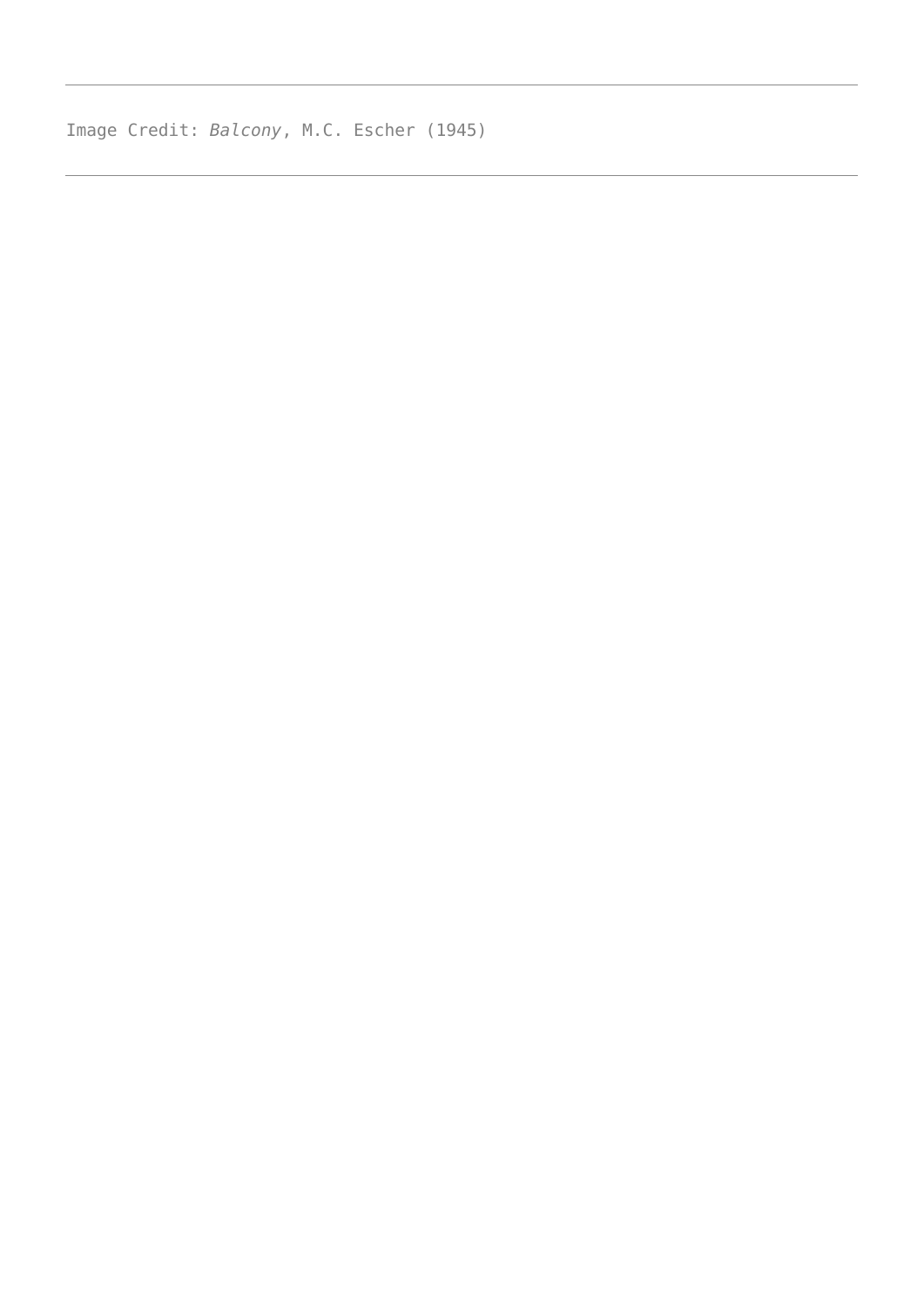---

Image Credit: *Balcony*, M.C. Escher (1945)

---